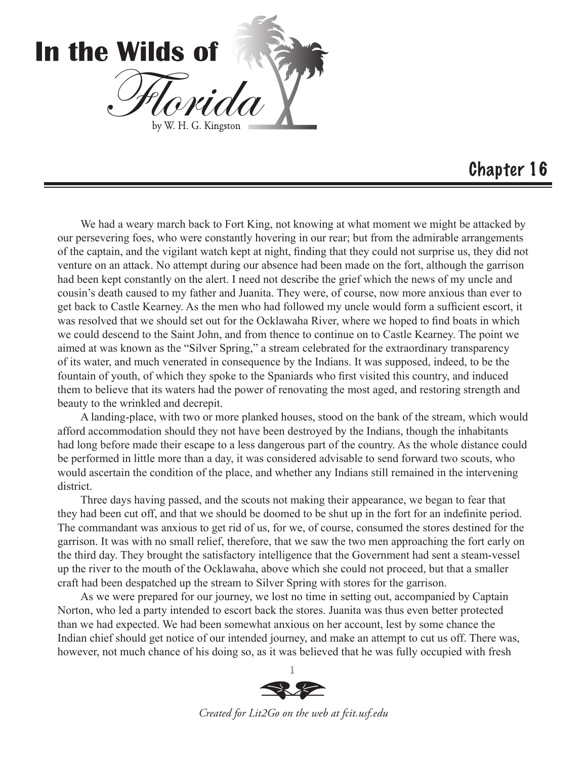# In the Wilds of Florida

by W. H. G. Kingston

## Chapter 16

We had a weary march back to Fort King, not knowing at what moment we might be attacked by our persevering foes, who were constantly hovering in our rear; but from the admirable arrangements of the captain, and the vigilant watch kept at night, finding that they could not surprise us, they did not venture on an attack. No attempt during our absence had been made on the fort, although the garrison had been kept constantly on the alert. I need not describe the grief which the news of my uncle and cousin's death caused to my father and Juanita. They were, of course, now more anxious than ever to get back to Castle Kearney. As the men who had followed my uncle would form a sufficient escort, it was resolved that we should set out for the Ocklawaha River, where we hoped to find boats in which we could descend to the Saint John, and from thence to continue on to Castle Kearney. The point we aimed at was known as the "Silver Spring," a stream celebrated for the extraordinary transparency of its water, and much venerated in consequence by the Indians. It was supposed, indeed, to be the fountain of youth, of which they spoke to the Spaniards who first visited this country, and induced them to believe that its waters had the power of renovating the most aged, and restoring strength and beauty to the wrinkled and decrepit.

A landing-place, with two or more planked houses, stood on the bank of the stream, which would afford accommodation should they not have been destroyed by the Indians, though the inhabitants had long before made their escape to a less dangerous part of the country. As the whole distance could be performed in little more than a day, it was considered advisable to send forward two scouts, who would ascertain the condition of the place, and whether any Indians still remained in the intervening district.

Three days having passed, and the scouts not making their appearance, we began to fear that they had been cut off, and that we should be doomed to be shut up in the fort for an indefinite period. The commandant was anxious to get rid of us, for we, of course, consumed the stores destined for the garrison. It was with no small relief, therefore, that we saw the two men approaching the fort early on the third day. They brought the satisfactory intelligence that the Government had sent a steam-vessel up the river to the mouth of the Ocklawaha, above which she could not proceed, but that a smaller craft had been despatched up the stream to Silver Spring with stores for the garrison.

As we were prepared for our journey, we lost no time in setting out, accompanied by Captain Norton, who led a party intended to escort back the stores. Juanita was thus even better protected than we had expected. We had been somewhat anxious on her account, lest by some chance the Indian chief should get notice of our intended journey, and make an attempt to cut us off. There was, however, not much chance of his doing so, as it was believed that he was fully occupied with fresh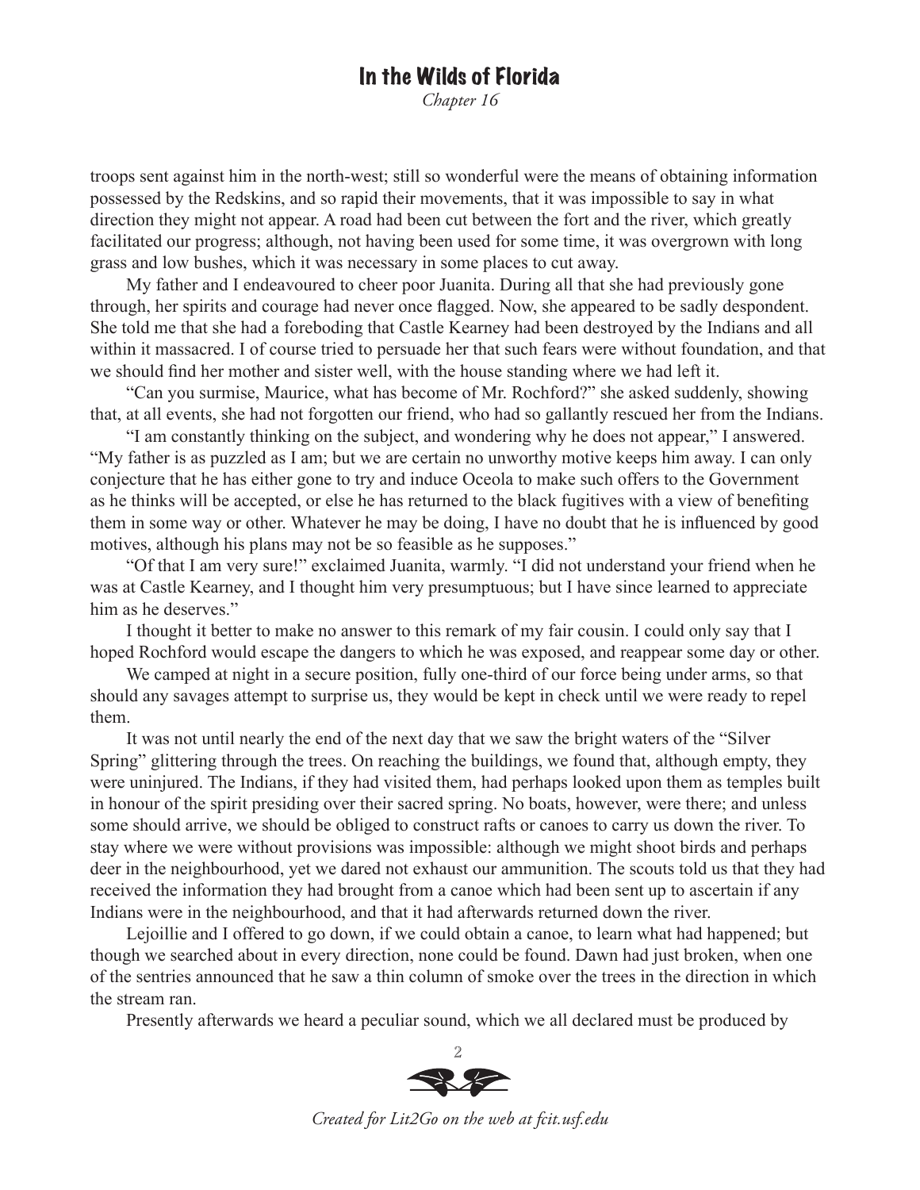troops sent against him in the north-west; still so wonderful were the means of obtaining information possessed by the Redskins, and so rapid their movements, that it was impossible to say in what direction they might not appear. A road had been cut between the fort and the river, which greatly facilitated our progress; although, not having been used for some time, it was overgrown with long grass and low bushes, which it was necessary in some places to cut away.

My father and I endeavoured to cheer poor Juanita. During all that she had previously gone through, her spirits and courage had never once flagged. Now, she appeared to be sadly despondent. She told me that she had a foreboding that Castle Kearney had been destroyed by the Indians and all within it massacred. I of course tried to persuade her that such fears were without foundation, and that we should find her mother and sister well, with the house standing where we had left it.

"Can you surmise, Maurice, what has become of Mr. Rochford?" she asked suddenly, showing that, at all events, she had not forgotten our friend, who had so gallantly rescued her from the Indians.

"I am constantly thinking on the subject, and wondering why he does not appear," I answered. "My father is as puzzled as I am; but we are certain no unworthy motive keeps him away. I can only conjecture that he has either gone to try and induce Oceola to make such offers to the Government as he thinks will be accepted, or else he has returned to the black fugitives with a view of benefiting them in some way or other. Whatever he may be doing, I have no doubt that he is influenced by good motives, although his plans may not be so feasible as he supposes."

"Of that I am very sure!" exclaimed Juanita, warmly. "I did not understand your friend when he was at Castle Kearney, and I thought him very presumptuous; but I have since learned to appreciate him as he deserves."

I thought it better to make no answer to this remark of my fair cousin. I could only say that I hoped Rochford would escape the dangers to which he was exposed, and reappear some day or other.

We camped at night in a secure position, fully one-third of our force being under arms, so that should any savages attempt to surprise us, they would be kept in check until we were ready to repel them.

It was not until nearly the end of the next day that we saw the bright waters of the "Silver Spring" glittering through the trees. On reaching the buildings, we found that, although empty, they were uninjured. The Indians, if they had visited them, had perhaps looked upon them as temples built in honour of the spirit presiding over their sacred spring. No boats, however, were there; and unless some should arrive, we should be obliged to construct rafts or canoes to carry us down the river. To stay where we were without provisions was impossible: although we might shoot birds and perhaps deer in the neighbourhood, yet we dared not exhaust our ammunition. The scouts told us that they had received the information they had brought from a canoe which had been sent up to ascertain if any Indians were in the neighbourhood, and that it had afterwards returned down the river.

Lejoillie and I offered to go down, if we could obtain a canoe, to learn what had happened; but though we searched about in every direction, none could be found. Dawn had just broken, when one of the sentries announced that he saw a thin column of smoke over the trees in the direction in which the stream ran.

Presently afterwards we heard a peculiar sound, which we all declared must be produced by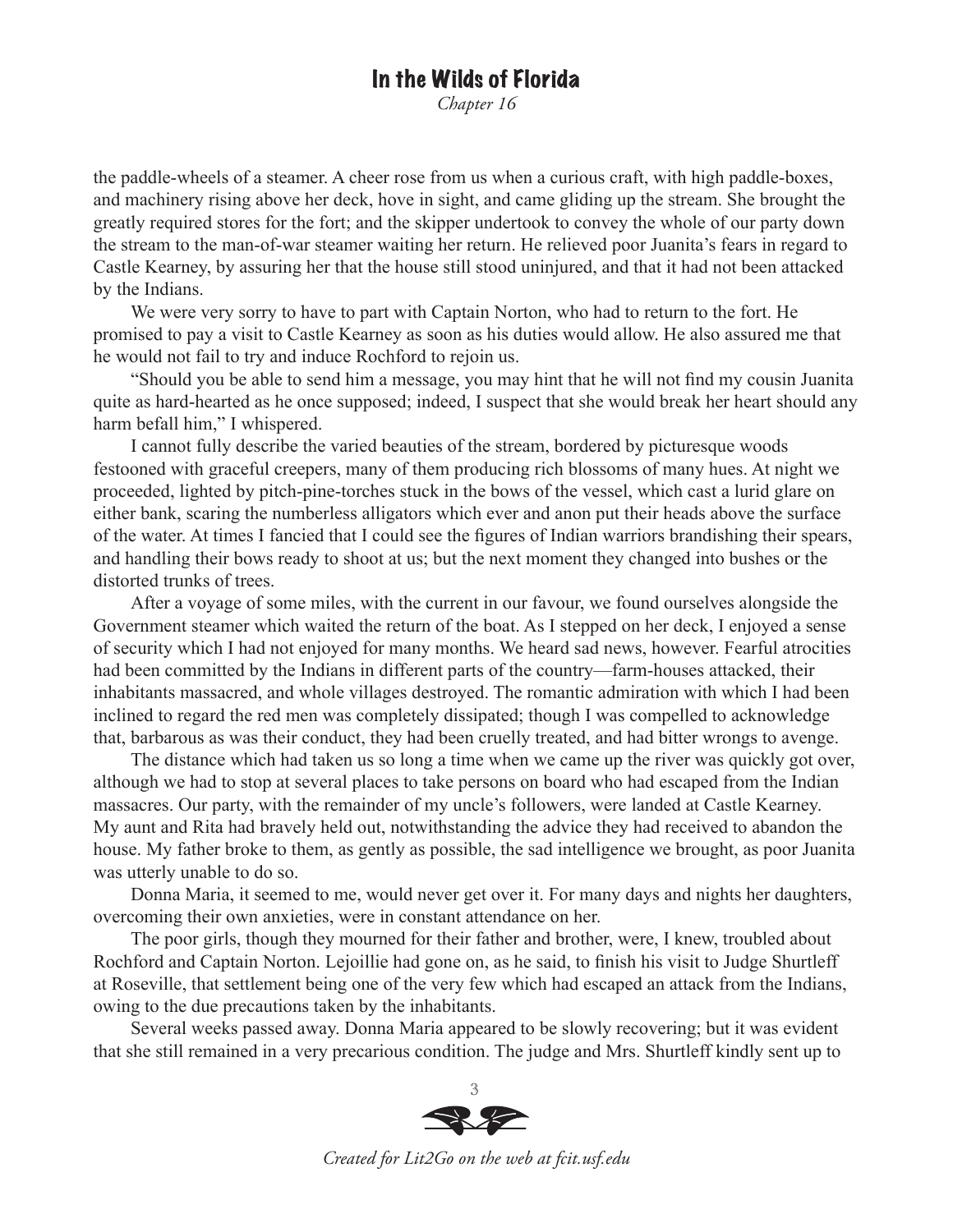the paddle-wheels of a steamer. A cheer rose from us when a curious craft, with high paddle-boxes, and machinery rising above her deck, hove in sight, and came gliding up the stream. She brought the greatly required stores for the fort; and the skipper undertook to convey the whole of our party down the stream to the man-of-war steamer waiting her return. He relieved poor Juanita's fears in regard to Castle Kearney, by assuring her that the house still stood uninjured, and that it had not been attacked by the Indians.

We were very sorry to have to part with Captain Norton, who had to return to the fort. He promised to pay a visit to Castle Kearney as soon as his duties would allow. He also assured me that he would not fail to try and induce Rochford to rejoin us.

"Should you be able to send him a message, you may hint that he will not find my cousin Juanita quite as hard-hearted as he once supposed; indeed, I suspect that she would break her heart should any harm befall him," I whispered.

I cannot fully describe the varied beauties of the stream, bordered by picturesque woods festooned with graceful creepers, many of them producing rich blossoms of many hues. At night we proceeded, lighted by pitch-pine-torches stuck in the bows of the vessel, which cast a lurid glare on either bank, scaring the numberless alligators which ever and anon put their heads above the surface of the water. At times I fancied that I could see the figures of Indian warriors brandishing their spears, and handling their bows ready to shoot at us; but the next moment they changed into bushes or the distorted trunks of trees.

After a voyage of some miles, with the current in our favour, we found ourselves alongside the Government steamer which waited the return of the boat. As I stepped on her deck, I enjoyed a sense of security which I had not enjoyed for many months. We heard sad news, however. Fearful atrocities had been committed by the Indians in different parts of the country—farm-houses attacked, their inhabitants massacred, and whole villages destroyed. The romantic admiration with which I had been inclined to regard the red men was completely dissipated; though I was compelled to acknowledge that, barbarous as was their conduct, they had been cruelly treated, and had bitter wrongs to avenge.

The distance which had taken us so long a time when we came up the river was quickly got over, although we had to stop at several places to take persons on board who had escaped from the Indian massacres. Our party, with the remainder of my uncle's followers, were landed at Castle Kearney. My aunt and Rita had bravely held out, notwithstanding the advice they had received to abandon the house. My father broke to them, as gently as possible, the sad intelligence we brought, as poor Juanita was utterly unable to do so.

Donna Maria, it seemed to me, would never get over it. For many days and nights her daughters, overcoming their own anxieties, were in constant attendance on her.

The poor girls, though they mourned for their father and brother, were, I knew, troubled about Rochford and Captain Norton. Lejoillie had gone on, as he said, to finish his visit to Judge Shurtleff at Roseville, that settlement being one of the very few which had escaped an attack from the Indians, owing to the due precautions taken by the inhabitants.

Several weeks passed away. Donna Maria appeared to be slowly recovering; but it was evident that she still remained in a very precarious condition. The judge and Mrs. Shurtleff kindly sent up to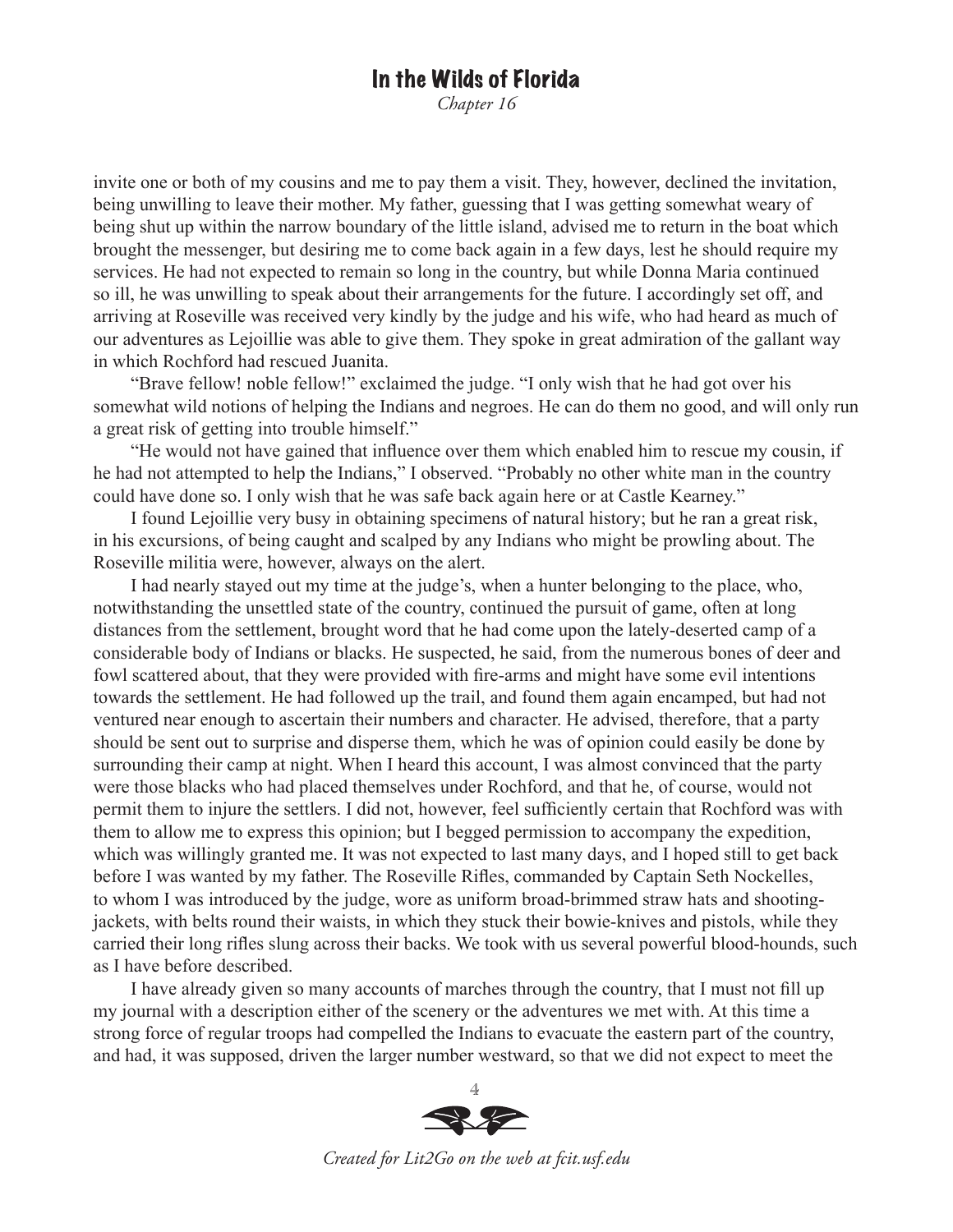invite one or both of my cousins and me to pay them a visit. They, however, declined the invitation, being unwilling to leave their mother. My father, guessing that I was getting somewhat weary of being shut up within the narrow boundary of the little island, advised me to return in the boat which brought the messenger, but desiring me to come back again in a few days, lest he should require my services. He had not expected to remain so long in the country, but while Donna Maria continued so ill, he was unwilling to speak about their arrangements for the future. I accordingly set off, and arriving at Roseville was received very kindly by the judge and his wife, who had heard as much of our adventures as Lejoillie was able to give them. They spoke in great admiration of the gallant way in which Rochford had rescued Juanita.

"Brave fellow! noble fellow!" exclaimed the judge. "I only wish that he had got over his somewhat wild notions of helping the Indians and negroes. He can do them no good, and will only run a great risk of getting into trouble himself."

"He would not have gained that influence over them which enabled him to rescue my cousin, if he had not attempted to help the Indians," I observed. "Probably no other white man in the country could have done so. I only wish that he was safe back again here or at Castle Kearney."

I found Lejoillie very busy in obtaining specimens of natural history; but he ran a great risk, in his excursions, of being caught and scalped by any Indians who might be prowling about. The Roseville militia were, however, always on the alert.

I had nearly stayed out my time at the judge's, when a hunter belonging to the place, who, notwithstanding the unsettled state of the country, continued the pursuit of game, often at long distances from the settlement, brought word that he had come upon the lately-deserted camp of a considerable body of Indians or blacks. He suspected, he said, from the numerous bones of deer and fowl scattered about, that they were provided with fire-arms and might have some evil intentions towards the settlement. He had followed up the trail, and found them again encamped, but had not ventured near enough to ascertain their numbers and character. He advised, therefore, that a party should be sent out to surprise and disperse them, which he was of opinion could easily be done by surrounding their camp at night. When I heard this account, I was almost convinced that the party were those blacks who had placed themselves under Rochford, and that he, of course, would not permit them to injure the settlers. I did not, however, feel sufficiently certain that Rochford was with them to allow me to express this opinion; but I begged permission to accompany the expedition, which was willingly granted me. It was not expected to last many days, and I hoped still to get back before I was wanted by my father. The Roseville Rifles, commanded by Captain Seth Nockelles, to whom I was introduced by the judge, wore as uniform broad-brimmed straw hats and shooting-jackets, with belts round their waists, in which they stuck their bowie-knives and pistols, while they carried their long rifles slung across their backs. We took with us several powerful blood-hounds, such as I have before described.

I have already given so many accounts of marches through the country, that I must not fill up my journal with a description either of the scenery or the adventures we met with. At this time a strong force of regular troops had compelled the Indians to evacuate the eastern part of the country, and had, it was supposed, driven the larger number westward, so that we did not expect to meet the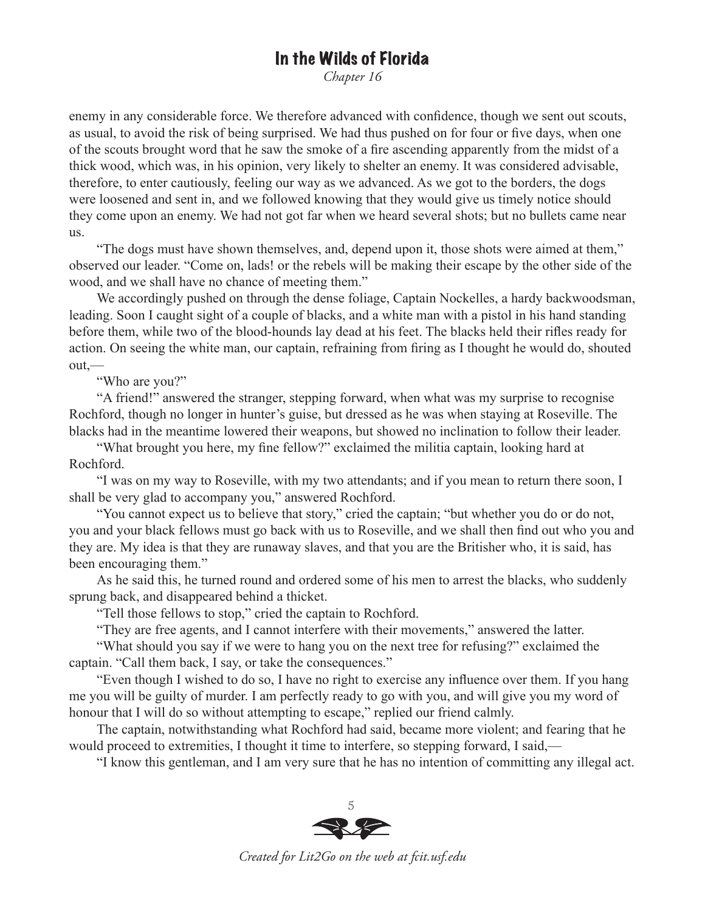enemy in any considerable force. We therefore advanced with confidence, though we sent out scouts, as usual, to avoid the risk of being surprised. We had thus pushed on for four or five days, when one of the scouts brought word that he saw the smoke of a fire ascending apparently from the midst of a thick wood, which was, in his opinion, very likely to shelter an enemy. It was considered advisable, therefore, to enter cautiously, feeling our way as we advanced. As we got to the borders, the dogs were loosened and sent in, and we followed knowing that they would give us timely notice should they come upon an enemy. We had not got far when we heard several shots; but no bullets came near us.

"The dogs must have shown themselves, and, depend upon it, those shots were aimed at them," observed our leader. "Come on, lads! or the rebels will be making their escape by the other side of the wood, and we shall have no chance of meeting them."

We accordingly pushed on through the dense foliage, Captain Nockelles, a hardy backwoodsman, leading. Soon I caught sight of a couple of blacks, and a white man with a pistol in his hand standing before them, while two of the blood-hounds lay dead at his feet. The blacks held their rifles ready for action. On seeing the white man, our captain, refraining from firing as I thought he would do, shouted out,—

"Who are you?"

"A friend!" answered the stranger, stepping forward, when what was my surprise to recognise Rochford, though no longer in hunter's guise, but dressed as he was when staying at Roseville. The blacks had in the meantime lowered their weapons, but showed no inclination to follow their leader.

"What brought you here, my fine fellow?" exclaimed the militia captain, looking hard at Rochford.

"I was on my way to Roseville, with my two attendants; and if you mean to return there soon, I shall be very glad to accompany you," answered Rochford.

"You cannot expect us to believe that story," cried the captain; "but whether you do or do not, you and your black fellows must go back with us to Roseville, and we shall then find out who you and they are. My idea is that they are runaway slaves, and that you are the Britisher who, it is said, has been encouraging them."

As he said this, he turned round and ordered some of his men to arrest the blacks, who suddenly sprung back, and disappeared behind a thicket.

"Tell those fellows to stop," cried the captain to Rochford.

"They are free agents, and I cannot interfere with their movements," answered the latter.

"What should you say if we were to hang you on the next tree for refusing?" exclaimed the captain. "Call them back, I say, or take the consequences."

"Even though I wished to do so, I have no right to exercise any influence over them. If you hang me you will be guilty of murder. I am perfectly ready to go with you, and will give you my word of honour that I will do so without attempting to escape," replied our friend calmly.

The captain, notwithstanding what Rochford had said, became more violent; and fearing that he would proceed to extremities, I thought it time to interfere, so stepping forward, I said,—

"I know this gentleman, and I am very sure that he has no intention of committing any illegal act.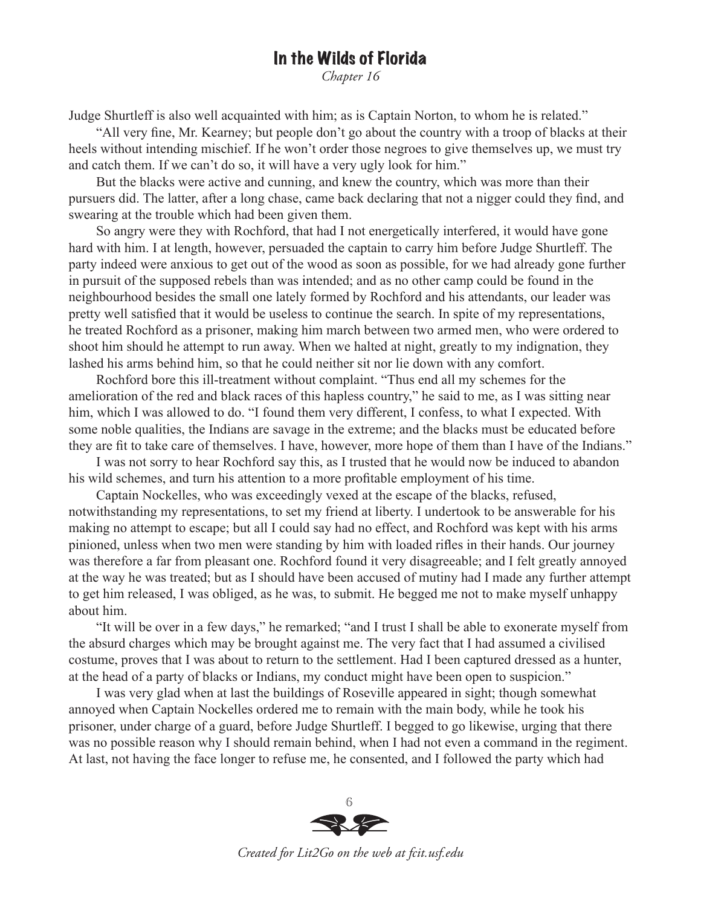Judge Shurtleff is also well acquainted with him; as is Captain Norton, to whom he is related."

"All very fine, Mr. Kearney; but people don't go about the country with a troop of blacks at their heels without intending mischief. If he won't order those negroes to give themselves up, we must try and catch them. If we can't do so, it will have a very ugly look for him."

But the blacks were active and cunning, and knew the country, which was more than their pursuers did. The latter, after a long chase, came back declaring that not a nigger could they find, and swearing at the trouble which had been given them.

So angry were they with Rochford, that had I not energetically interfered, it would have gone hard with him. I at length, however, persuaded the captain to carry him before Judge Shurtleff. The party indeed were anxious to get out of the wood as soon as possible, for we had already gone further in pursuit of the supposed rebels than was intended; and as no other camp could be found in the neighbourhood besides the small one lately formed by Rochford and his attendants, our leader was pretty well satisfied that it would be useless to continue the search. In spite of my representations, he treated Rochford as a prisoner, making him march between two armed men, who were ordered to shoot him should he attempt to run away. When we halted at night, greatly to my indignation, they lashed his arms behind him, so that he could neither sit nor lie down with any comfort.

Rochford bore this ill-treatment without complaint. "Thus end all my schemes for the amelioration of the red and black races of this hapless country," he said to me, as I was sitting near him, which I was allowed to do. "I found them very different, I confess, to what I expected. With some noble qualities, the Indians are savage in the extreme; and the blacks must be educated before they are fit to take care of themselves. I have, however, more hope of them than I have of the Indians."

I was not sorry to hear Rochford say this, as I trusted that he would now be induced to abandon his wild schemes, and turn his attention to a more profitable employment of his time.

Captain Nockelles, who was exceedingly vexed at the escape of the blacks, refused, notwithstanding my representations, to set my friend at liberty. I undertook to be answerable for his making no attempt to escape; but all I could say had no effect, and Rochford was kept with his arms pinioned, unless when two men were standing by him with loaded rifles in their hands. Our journey was therefore a far from pleasant one. Rochford found it very disagreeable; and I felt greatly annoyed at the way he was treated; but as I should have been accused of mutiny had I made any further attempt to get him released, I was obliged, as he was, to submit. He begged me not to make myself unhappy about him.

"It will be over in a few days," he remarked; "and I trust I shall be able to exonerate myself from the absurd charges which may be brought against me. The very fact that I had assumed a civilised costume, proves that I was about to return to the settlement. Had I been captured dressed as a hunter, at the head of a party of blacks or Indians, my conduct might have been open to suspicion."

I was very glad when at last the buildings of Roseville appeared in sight; though somewhat annoyed when Captain Nockelles ordered me to remain with the main body, while he took his prisoner, under charge of a guard, before Judge Shurtleff. I begged to go likewise, urging that there was no possible reason why I should remain behind, when I had not even a command in the regiment. At last, not having the face longer to refuse me, he consented, and I followed the party which had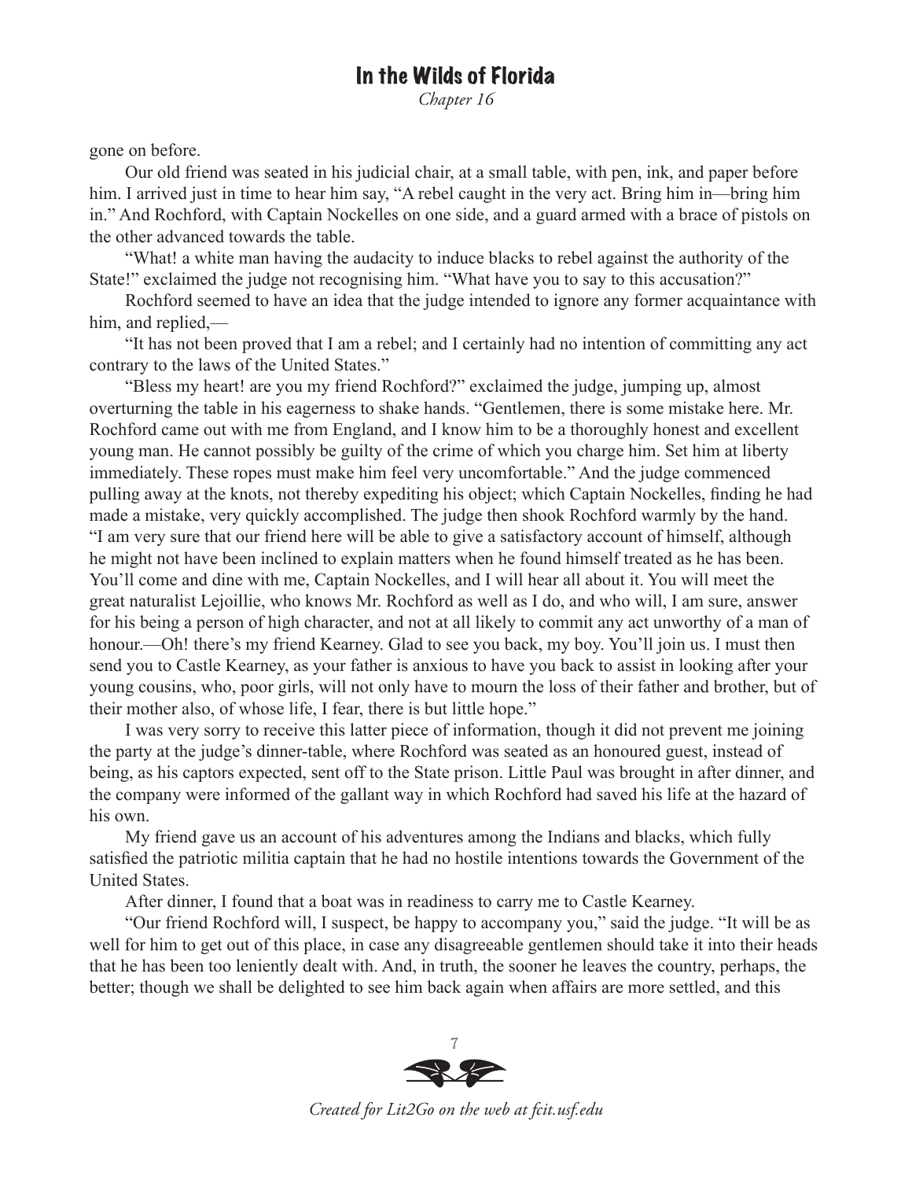gone on before.

Our old friend was seated in his judicial chair, at a small table, with pen, ink, and paper before him. I arrived just in time to hear him say, "A rebel caught in the very act. Bring him in—bring him in." And Rochford, with Captain Nockelles on one side, and a guard armed with a brace of pistols on the other advanced towards the table.

"What! a white man having the audacity to induce blacks to rebel against the authority of the State!" exclaimed the judge not recognising him. "What have you to say to this accusation?"

Rochford seemed to have an idea that the judge intended to ignore any former acquaintance with him, and replied,—

"It has not been proved that I am a rebel; and I certainly had no intention of committing any act contrary to the laws of the United States."

"Bless my heart! are you my friend Rochford?" exclaimed the judge, jumping up, almost overturning the table in his eagerness to shake hands. "Gentlemen, there is some mistake here. Mr. Rochford came out with me from England, and I know him to be a thoroughly honest and excellent young man. He cannot possibly be guilty of the crime of which you charge him. Set him at liberty immediately. These ropes must make him feel very uncomfortable." And the judge commenced pulling away at the knots, not thereby expediting his object; which Captain Nockelles, finding he had made a mistake, very quickly accomplished. The judge then shook Rochford warmly by the hand. "I am very sure that our friend here will be able to give a satisfactory account of himself, although he might not have been inclined to explain matters when he found himself treated as he has been. You'll come and dine with me, Captain Nockelles, and I will hear all about it. You will meet the great naturalist Lejoillie, who knows Mr. Rochford as well as I do, and who will, I am sure, answer for his being a person of high character, and not at all likely to commit any act unworthy of a man of honour.—Oh! there's my friend Kearney. Glad to see you back, my boy. You'll join us. I must then send you to Castle Kearney, as your father is anxious to have you back to assist in looking after your young cousins, who, poor girls, will not only have to mourn the loss of their father and brother, but of their mother also, of whose life, I fear, there is but little hope."

I was very sorry to receive this latter piece of information, though it did not prevent me joining the party at the judge's dinner-table, where Rochford was seated as an honoured guest, instead of being, as his captors expected, sent off to the State prison. Little Paul was brought in after dinner, and the company were informed of the gallant way in which Rochford had saved his life at the hazard of his own.

My friend gave us an account of his adventures among the Indians and blacks, which fully satisfied the patriotic militia captain that he had no hostile intentions towards the Government of the United States.

After dinner, I found that a boat was in readiness to carry me to Castle Kearney.

"Our friend Rochford will, I suspect, be happy to accompany you," said the judge. "It will be as well for him to get out of this place, in case any disagreeable gentlemen should take it into their heads that he has been too leniently dealt with. And, in truth, the sooner he leaves the country, perhaps, the better; though we shall be delighted to see him back again when affairs are more settled, and this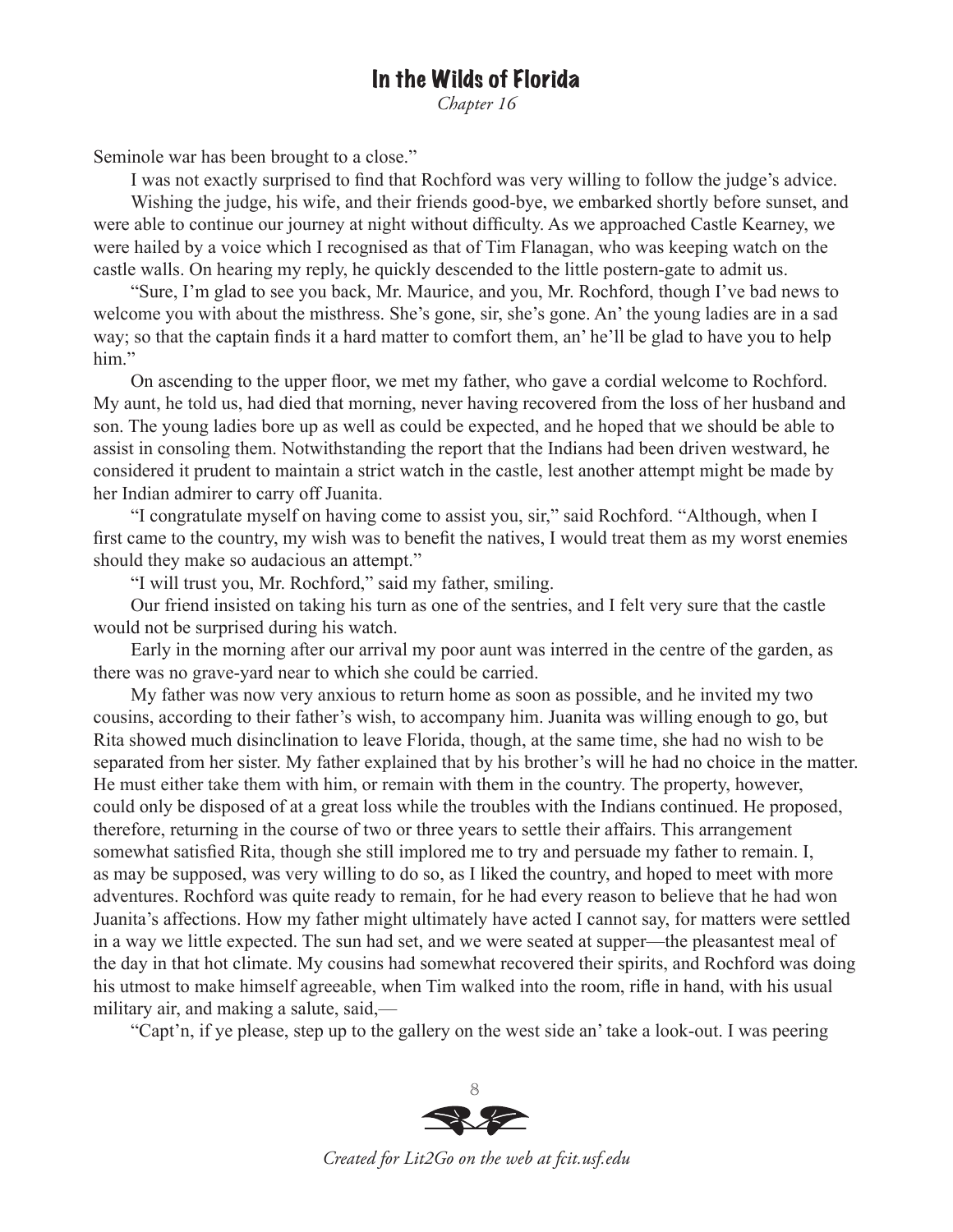Seminole war has been brought to a close."

I was not exactly surprised to find that Rochford was very willing to follow the judge's advice.

Wishing the judge, his wife, and their friends good-bye, we embarked shortly before sunset, and were able to continue our journey at night without difficulty. As we approached Castle Kearney, we were hailed by a voice which I recognised as that of Tim Flanagan, who was keeping watch on the castle walls. On hearing my reply, he quickly descended to the little postern-gate to admit us.

"Sure, I'm glad to see you back, Mr. Maurice, and you, Mr. Rochford, though I've bad news to welcome you with about the misthress. She's gone, sir, she's gone. An' the young ladies are in a sad way; so that the captain finds it a hard matter to comfort them, an' he'll be glad to have you to help him."

On ascending to the upper floor, we met my father, who gave a cordial welcome to Rochford. My aunt, he told us, had died that morning, never having recovered from the loss of her husband and son. The young ladies bore up as well as could be expected, and he hoped that we should be able to assist in consoling them. Notwithstanding the report that the Indians had been driven westward, he considered it prudent to maintain a strict watch in the castle, lest another attempt might be made by her Indian admirer to carry off Juanita.

"I congratulate myself on having come to assist you, sir," said Rochford. "Although, when I first came to the country, my wish was to benefit the natives, I would treat them as my worst enemies should they make so audacious an attempt."

"I will trust you, Mr. Rochford," said my father, smiling.

Our friend insisted on taking his turn as one of the sentries, and I felt very sure that the castle would not be surprised during his watch.

Early in the morning after our arrival my poor aunt was interred in the centre of the garden, as there was no grave-yard near to which she could be carried.

My father was now very anxious to return home as soon as possible, and he invited my two cousins, according to their father's wish, to accompany him. Juanita was willing enough to go, but Rita showed much disinclination to leave Florida, though, at the same time, she had no wish to be separated from her sister. My father explained that by his brother's will he had no choice in the matter. He must either take them with him, or remain with them in the country. The property, however, could only be disposed of at a great loss while the troubles with the Indians continued. He proposed, therefore, returning in the course of two or three years to settle their affairs. This arrangement somewhat satisfied Rita, though she still implored me to try and persuade my father to remain. I, as may be supposed, was very willing to do so, as I liked the country, and hoped to meet with more adventures. Rochford was quite ready to remain, for he had every reason to believe that he had won Juanita's affections. How my father might ultimately have acted I cannot say, for matters were settled in a way we little expected. The sun had set, and we were seated at supper—the pleasantest meal of the day in that hot climate. My cousins had somewhat recovered their spirits, and Rochford was doing his utmost to make himself agreeable, when Tim walked into the room, rifle in hand, with his usual military air, and making a salute, said,—

"Capt'n, if ye please, step up to the gallery on the west side an' take a look-out. I was peering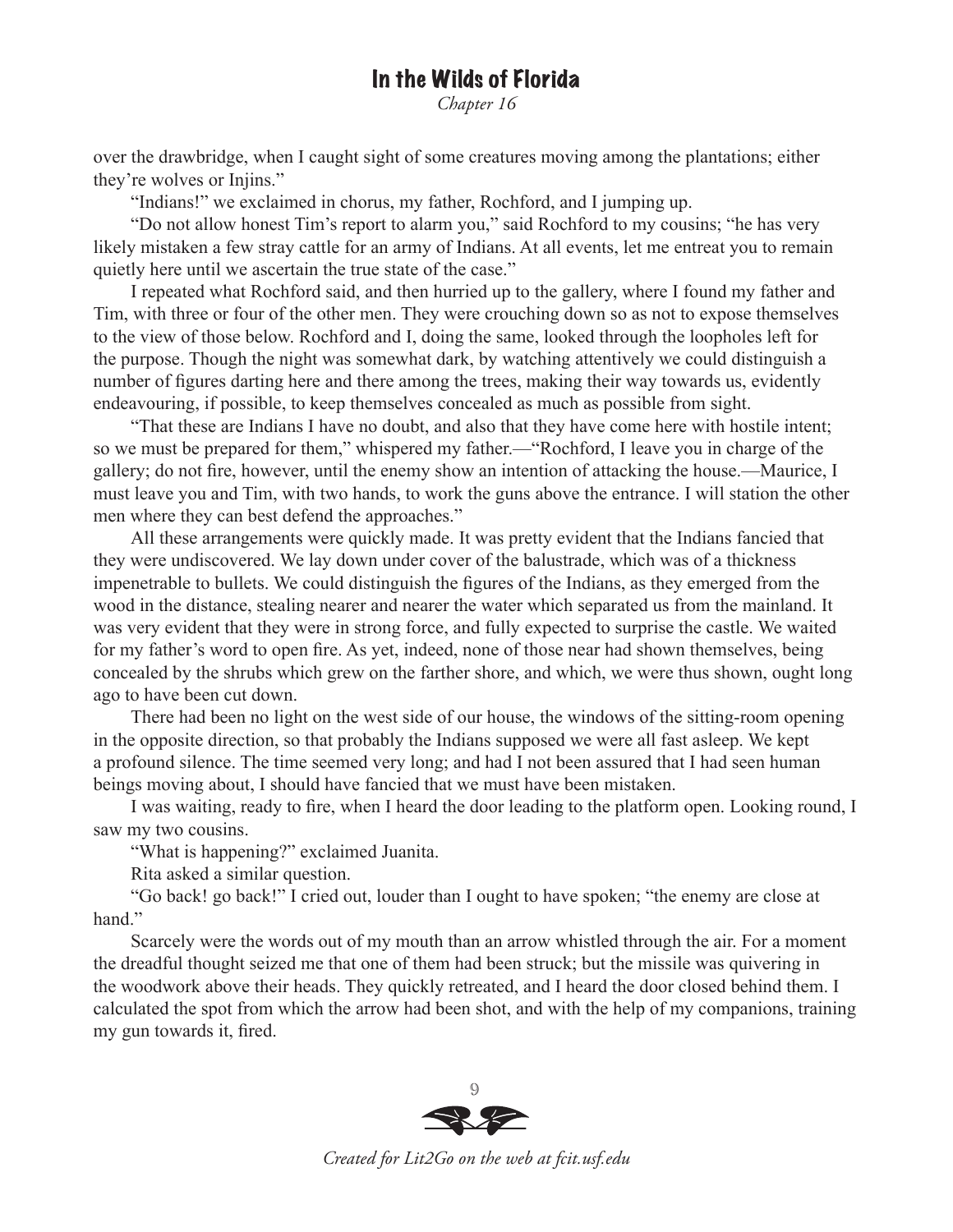over the drawbridge, when I caught sight of some creatures moving among the plantations; either they're wolves or Injins."

"Indians!" we exclaimed in chorus, my father, Rochford, and I jumping up.

"Do not allow honest Tim's report to alarm you," said Rochford to my cousins; "he has very likely mistaken a few stray cattle for an army of Indians. At all events, let me entreat you to remain quietly here until we ascertain the true state of the case."

I repeated what Rochford said, and then hurried up to the gallery, where I found my father and Tim, with three or four of the other men. They were crouching down so as not to expose themselves to the view of those below. Rochford and I, doing the same, looked through the loopholes left for the purpose. Though the night was somewhat dark, by watching attentively we could distinguish a number of figures darting here and there among the trees, making their way towards us, evidently endeavouring, if possible, to keep themselves concealed as much as possible from sight.

"That these are Indians I have no doubt, and also that they have come here with hostile intent; so we must be prepared for them," whispered my father.—"Rochford, I leave you in charge of the gallery; do not fire, however, until the enemy show an intention of attacking the house.—Maurice, I must leave you and Tim, with two hands, to work the guns above the entrance. I will station the other men where they can best defend the approaches."

All these arrangements were quickly made. It was pretty evident that the Indians fancied that they were undiscovered. We lay down under cover of the balustrade, which was of a thickness impenetrable to bullets. We could distinguish the figures of the Indians, as they emerged from the wood in the distance, stealing nearer and nearer the water which separated us from the mainland. It was very evident that they were in strong force, and fully expected to surprise the castle. We waited for my father's word to open fire. As yet, indeed, none of those near had shown themselves, being concealed by the shrubs which grew on the farther shore, and which, we were thus shown, ought long ago to have been cut down.

There had been no light on the west side of our house, the windows of the sitting-room opening in the opposite direction, so that probably the Indians supposed we were all fast asleep. We kept a profound silence. The time seemed very long; and had I not been assured that I had seen human beings moving about, I should have fancied that we must have been mistaken.

I was waiting, ready to fire, when I heard the door leading to the platform open. Looking round, I saw my two cousins.

"What is happening?" exclaimed Juanita.

Rita asked a similar question.

"Go back! go back!" I cried out, louder than I ought to have spoken; "the enemy are close at hand."

Scarcely were the words out of my mouth than an arrow whistled through the air. For a moment the dreadful thought seized me that one of them had been struck; but the missile was quivering in the woodwork above their heads. They quickly retreated, and I heard the door closed behind them. I calculated the spot from which the arrow had been shot, and with the help of my companions, training my gun towards it, fired.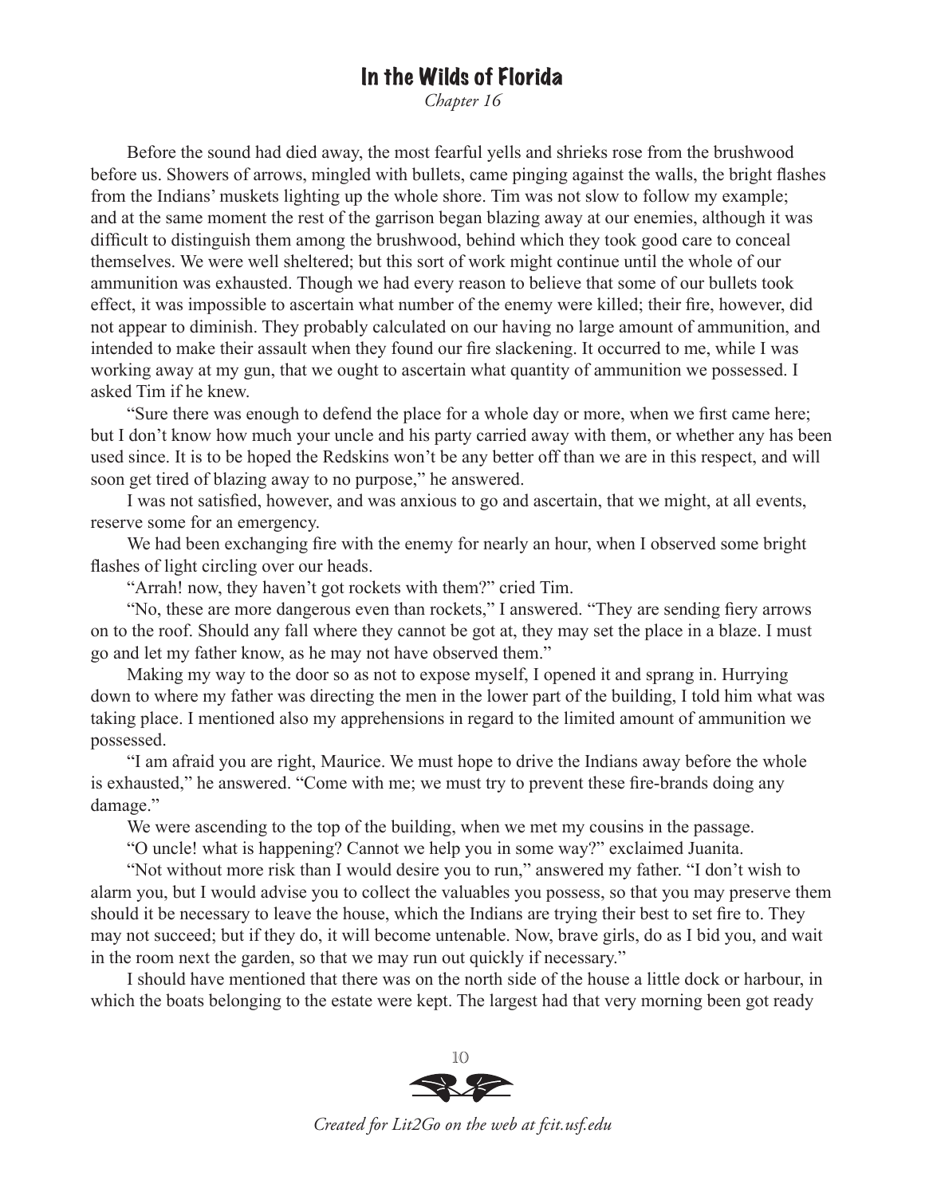Before the sound had died away, the most fearful yells and shrieks rose from the brushwood before us. Showers of arrows, mingled with bullets, came pinging against the walls, the bright flashes from the Indians' muskets lighting up the whole shore. Tim was not slow to follow my example; and at the same moment the rest of the garrison began blazing away at our enemies, although it was difficult to distinguish them among the brushwood, behind which they took good care to conceal themselves. We were well sheltered; but this sort of work might continue until the whole of our ammunition was exhausted. Though we had every reason to believe that some of our bullets took effect, it was impossible to ascertain what number of the enemy were killed; their fire, however, did not appear to diminish. They probably calculated on our having no large amount of ammunition, and intended to make their assault when they found our fire slackening. It occurred to me, while I was working away at my gun, that we ought to ascertain what quantity of ammunition we possessed. I asked Tim if he knew.

"Sure there was enough to defend the place for a whole day or more, when we first came here; but I don't know how much your uncle and his party carried away with them, or whether any has been used since. It is to be hoped the Redskins won't be any better off than we are in this respect, and will soon get tired of blazing away to no purpose," he answered.

I was not satisfied, however, and was anxious to go and ascertain, that we might, at all events, reserve some for an emergency.

We had been exchanging fire with the enemy for nearly an hour, when I observed some bright flashes of light circling over our heads.

"Arrah! now, they haven't got rockets with them?" cried Tim.

"No, these are more dangerous even than rockets," I answered. "They are sending fiery arrows on to the roof. Should any fall where they cannot be got at, they may set the place in a blaze. I must go and let my father know, as he may not have observed them."

Making my way to the door so as not to expose myself, I opened it and sprang in. Hurrying down to where my father was directing the men in the lower part of the building, I told him what was taking place. I mentioned also my apprehensions in regard to the limited amount of ammunition we possessed.

"I am afraid you are right, Maurice. We must hope to drive the Indians away before the whole is exhausted," he answered. "Come with me; we must try to prevent these fire-brands doing any damage."

We were ascending to the top of the building, when we met my cousins in the passage.

"O uncle! what is happening? Cannot we help you in some way?" exclaimed Juanita.

"Not without more risk than I would desire you to run," answered my father. "I don't wish to alarm you, but I would advise you to collect the valuables you possess, so that you may preserve them should it be necessary to leave the house, which the Indians are trying their best to set fire to. They may not succeed; but if they do, it will become untenable. Now, brave girls, do as I bid you, and wait in the room next the garden, so that we may run out quickly if necessary."

I should have mentioned that there was on the north side of the house a little dock or harbour, in which the boats belonging to the estate were kept. The largest had that very morning been got ready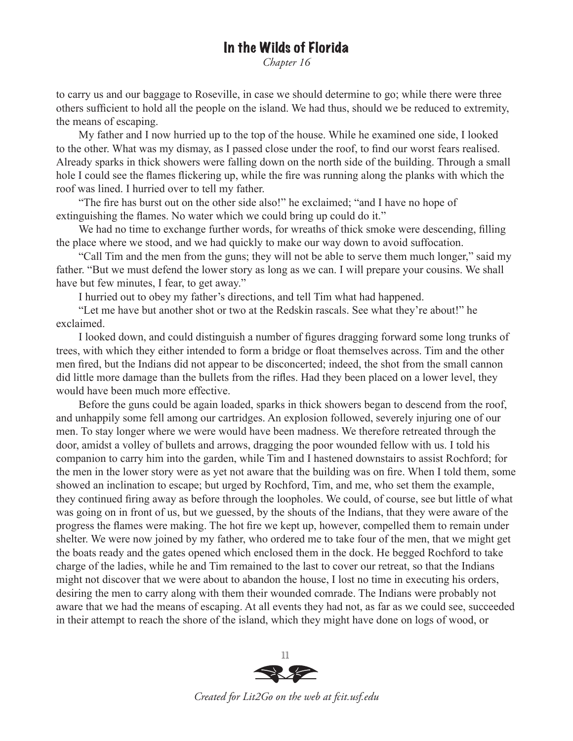to carry us and our baggage to Roseville, in case we should determine to go; while there were three others sufficient to hold all the people on the island. We had thus, should we be reduced to extremity, the means of escaping.

My father and I now hurried up to the top of the house. While he examined one side, I looked to the other. What was my dismay, as I passed close under the roof, to find our worst fears realised. Already sparks in thick showers were falling down on the north side of the building. Through a small hole I could see the flames flickering up, while the fire was running along the planks with which the roof was lined. I hurried over to tell my father.

"The fire has burst out on the other side also!" he exclaimed; "and I have no hope of extinguishing the flames. No water which we could bring up could do it."

We had no time to exchange further words, for wreaths of thick smoke were descending, filling the place where we stood, and we had quickly to make our way down to avoid suffocation.

"Call Tim and the men from the guns; they will not be able to serve them much longer," said my father. "But we must defend the lower story as long as we can. I will prepare your cousins. We shall have but few minutes, I fear, to get away."

I hurried out to obey my father's directions, and tell Tim what had happened.

"Let me have but another shot or two at the Redskin rascals. See what they're about!" he exclaimed.

I looked down, and could distinguish a number of figures dragging forward some long trunks of trees, with which they either intended to form a bridge or float themselves across. Tim and the other men fired, but the Indians did not appear to be disconcerted; indeed, the shot from the small cannon did little more damage than the bullets from the rifles. Had they been placed on a lower level, they would have been much more effective.

Before the guns could be again loaded, sparks in thick showers began to descend from the roof, and unhappily some fell among our cartridges. An explosion followed, severely injuring one of our men. To stay longer where we were would have been madness. We therefore retreated through the door, amidst a volley of bullets and arrows, dragging the poor wounded fellow with us. I told his companion to carry him into the garden, while Tim and I hastened downstairs to assist Rochford; for the men in the lower story were as yet not aware that the building was on fire. When I told them, some showed an inclination to escape; but urged by Rochford, Tim, and me, who set them the example, they continued firing away as before through the loopholes. We could, of course, see but little of what was going on in front of us, but we guessed, by the shouts of the Indians, that they were aware of the progress the flames were making. The hot fire we kept up, however, compelled them to remain under shelter. We were now joined by my father, who ordered me to take four of the men, that we might get the boats ready and the gates opened which enclosed them in the dock. He begged Rochford to take charge of the ladies, while he and Tim remained to the last to cover our retreat, so that the Indians might not discover that we were about to abandon the house, I lost no time in executing his orders, desiring the men to carry along with them their wounded comrade. The Indians were probably not aware that we had the means of escaping. At all events they had not, as far as we could see, succeeded in their attempt to reach the shore of the island, which they might have done on logs of wood, or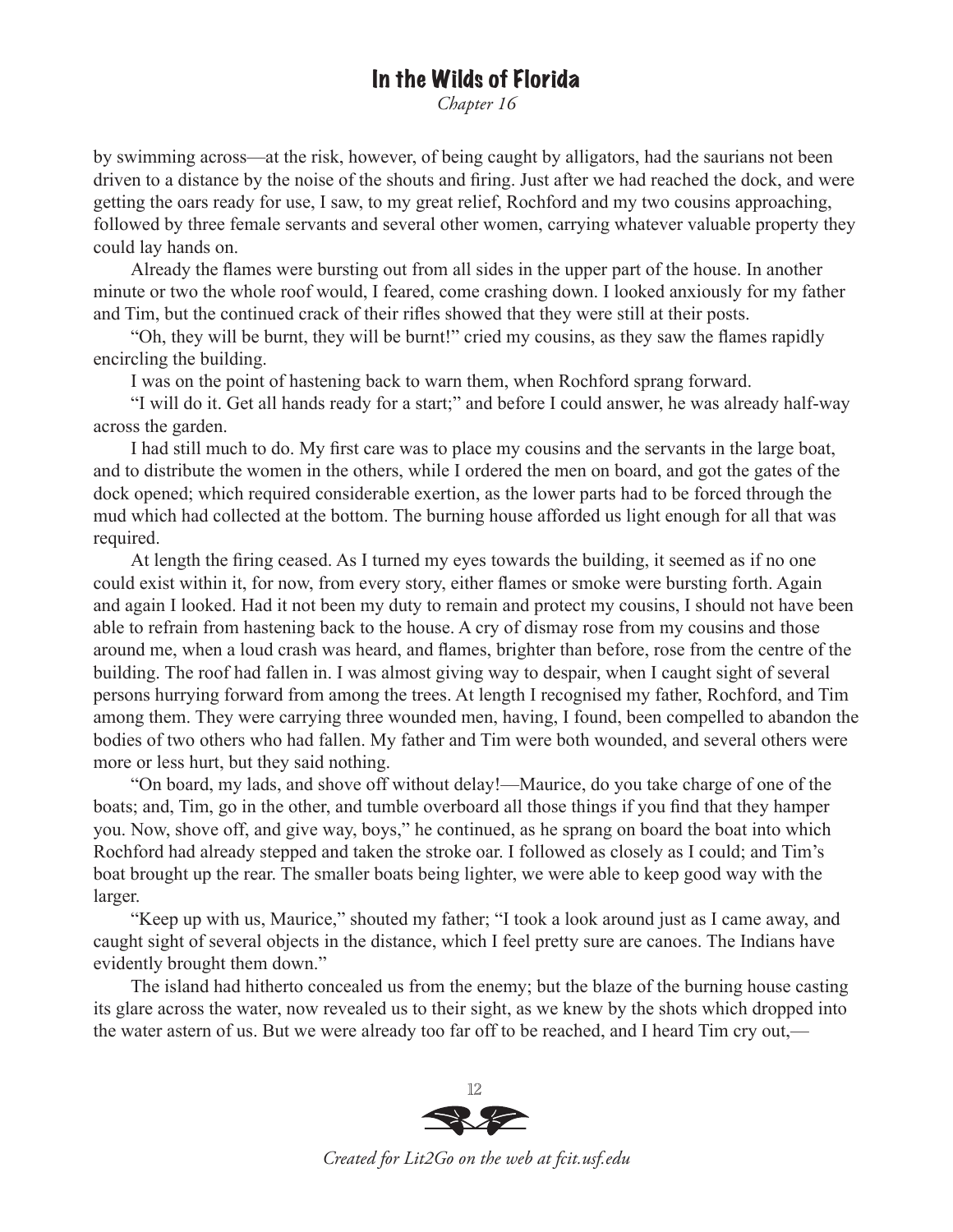by swimming across—at the risk, however, of being caught by alligators, had the saurians not been driven to a distance by the noise of the shouts and firing. Just after we had reached the dock, and were getting the oars ready for use, I saw, to my great relief, Rochford and my two cousins approaching, followed by three female servants and several other women, carrying whatever valuable property they could lay hands on.

Already the flames were bursting out from all sides in the upper part of the house. In another minute or two the whole roof would, I feared, come crashing down. I looked anxiously for my father and Tim, but the continued crack of their rifles showed that they were still at their posts.

"Oh, they will be burnt, they will be burnt!" cried my cousins, as they saw the flames rapidly encircling the building.

I was on the point of hastening back to warn them, when Rochford sprang forward.

"I will do it. Get all hands ready for a start;" and before I could answer, he was already half-way across the garden.

I had still much to do. My first care was to place my cousins and the servants in the large boat, and to distribute the women in the others, while I ordered the men on board, and got the gates of the dock opened; which required considerable exertion, as the lower parts had to be forced through the mud which had collected at the bottom. The burning house afforded us light enough for all that was required.

At length the firing ceased. As I turned my eyes towards the building, it seemed as if no one could exist within it, for now, from every story, either flames or smoke were bursting forth. Again and again I looked. Had it not been my duty to remain and protect my cousins, I should not have been able to refrain from hastening back to the house. A cry of dismay rose from my cousins and those around me, when a loud crash was heard, and flames, brighter than before, rose from the centre of the building. The roof had fallen in. I was almost giving way to despair, when I caught sight of several persons hurrying forward from among the trees. At length I recognised my father, Rochford, and Tim among them. They were carrying three wounded men, having, I found, been compelled to abandon the bodies of two others who had fallen. My father and Tim were both wounded, and several others were more or less hurt, but they said nothing.

"On board, my lads, and shove off without delay!—Maurice, do you take charge of one of the boats; and, Tim, go in the other, and tumble overboard all those things if you find that they hamper you. Now, shove off, and give way, boys," he continued, as he sprang on board the boat into which Rochford had already stepped and taken the stroke oar. I followed as closely as I could; and Tim's boat brought up the rear. The smaller boats being lighter, we were able to keep good way with the larger.

"Keep up with us, Maurice," shouted my father; "I took a look around just as I came away, and caught sight of several objects in the distance, which I feel pretty sure are canoes. The Indians have evidently brought them down."

The island had hitherto concealed us from the enemy; but the blaze of the burning house casting its glare across the water, now revealed us to their sight, as we knew by the shots which dropped into the water astern of us. But we were already too far off to be reached, and I heard Tim cry out,—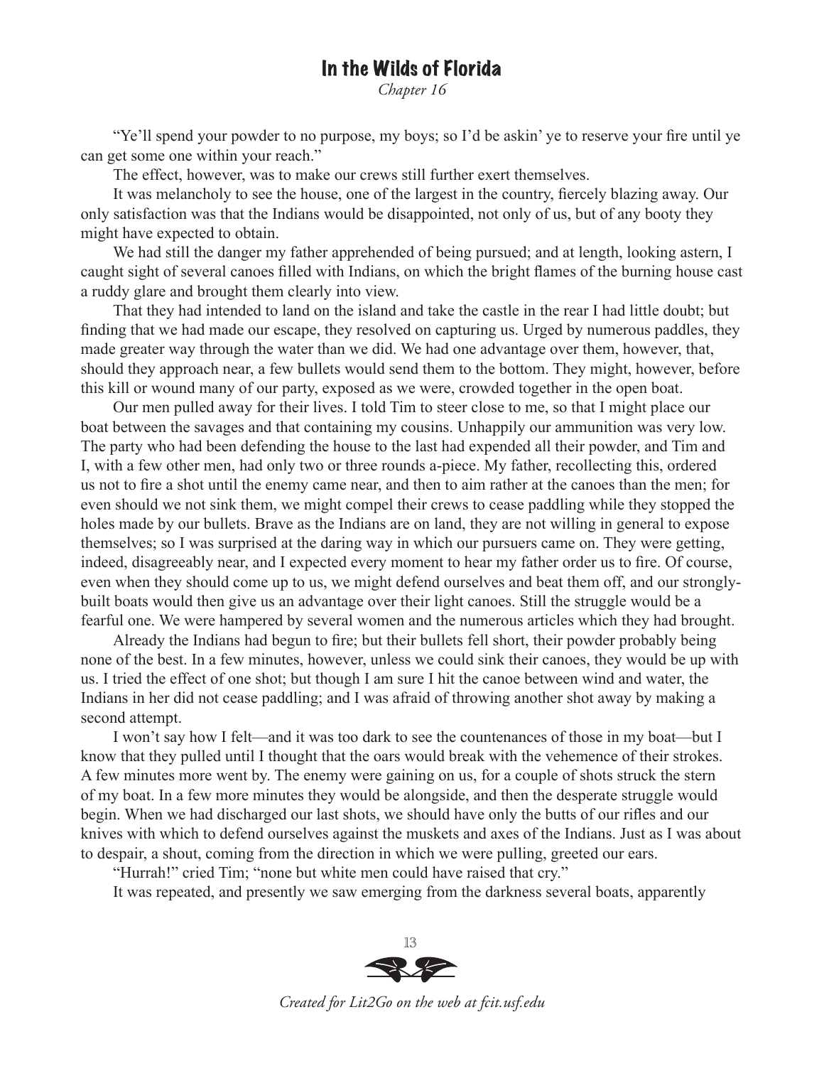"Ye'll spend your powder to no purpose, my boys; so I'd be askin' ye to reserve your fire until ye can get some one within your reach."

The effect, however, was to make our crews still further exert themselves.

It was melancholy to see the house, one of the largest in the country, fiercely blazing away. Our only satisfaction was that the Indians would be disappointed, not only of us, but of any booty they might have expected to obtain.

We had still the danger my father apprehended of being pursued; and at length, looking astern, I caught sight of several canoes filled with Indians, on which the bright flames of the burning house cast a ruddy glare and brought them clearly into view.

That they had intended to land on the island and take the castle in the rear I had little doubt; but finding that we had made our escape, they resolved on capturing us. Urged by numerous paddles, they made greater way through the water than we did. We had one advantage over them, however, that, should they approach near, a few bullets would send them to the bottom. They might, however, before this kill or wound many of our party, exposed as we were, crowded together in the open boat.

Our men pulled away for their lives. I told Tim to steer close to me, so that I might place our boat between the savages and that containing my cousins. Unhappily our ammunition was very low. The party who had been defending the house to the last had expended all their powder, and Tim and I, with a few other men, had only two or three rounds a-piece. My father, recollecting this, ordered us not to fire a shot until the enemy came near, and then to aim rather at the canoes than the men; for even should we not sink them, we might compel their crews to cease paddling while they stopped the holes made by our bullets. Brave as the Indians are on land, they are not willing in general to expose themselves; so I was surprised at the daring way in which our pursuers came on. They were getting, indeed, disagreeably near, and I expected every moment to hear my father order us to fire. Of course, even when they should come up to us, we might defend ourselves and beat them off, and our strongly-built boats would then give us an advantage over their light canoes. Still the struggle would be a fearful one. We were hampered by several women and the numerous articles which they had brought.

Already the Indians had begun to fire; but their bullets fell short, their powder probably being none of the best. In a few minutes, however, unless we could sink their canoes, they would be up with us. I tried the effect of one shot; but though I am sure I hit the canoe between wind and water, the Indians in her did not cease paddling; and I was afraid of throwing another shot away by making a second attempt.

I won't say how I felt—and it was too dark to see the countenances of those in my boat—but I know that they pulled until I thought that the oars would break with the vehemence of their strokes. A few minutes more went by. The enemy were gaining on us, for a couple of shots struck the stern of my boat. In a few more minutes they would be alongside, and then the desperate struggle would begin. When we had discharged our last shots, we should have only the butts of our rifles and our knives with which to defend ourselves against the muskets and axes of the Indians. Just as I was about to despair, a shout, coming from the direction in which we were pulling, greeted our ears.

"Hurrah!" cried Tim; "none but white men could have raised that cry."

It was repeated, and presently we saw emerging from the darkness several boats, apparently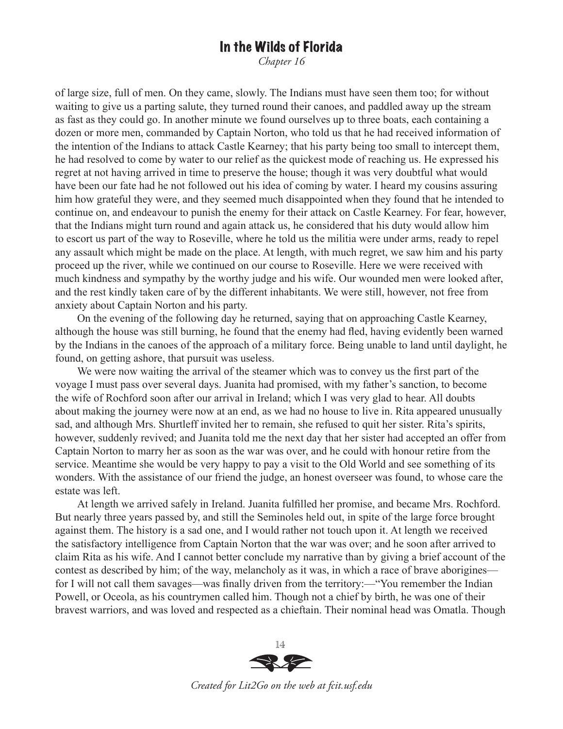of large size, full of men. On they came, slowly. The Indians must have seen them too; for without waiting to give us a parting salute, they turned round their canoes, and paddled away up the stream as fast as they could go. In another minute we found ourselves up to three boats, each containing a dozen or more men, commanded by Captain Norton, who told us that he had received information of the intention of the Indians to attack Castle Kearney; that his party being too small to intercept them, he had resolved to come by water to our relief as the quickest mode of reaching us. He expressed his regret at not having arrived in time to preserve the house; though it was very doubtful what would have been our fate had he not followed out his idea of coming by water. I heard my cousins assuring him how grateful they were, and they seemed much disappointed when they found that he intended to continue on, and endeavour to punish the enemy for their attack on Castle Kearney. For fear, however, that the Indians might turn round and again attack us, he considered that his duty would allow him to escort us part of the way to Roseville, where he told us the militia were under arms, ready to repel any assault which might be made on the place. At length, with much regret, we saw him and his party proceed up the river, while we continued on our course to Roseville. Here we were received with much kindness and sympathy by the worthy judge and his wife. Our wounded men were looked after, and the rest kindly taken care of by the different inhabitants. We were still, however, not free from anxiety about Captain Norton and his party.

On the evening of the following day he returned, saying that on approaching Castle Kearney, although the house was still burning, he found that the enemy had fled, having evidently been warned by the Indians in the canoes of the approach of a military force. Being unable to land until daylight, he found, on getting ashore, that pursuit was useless.

We were now waiting the arrival of the steamer which was to convey us the first part of the voyage I must pass over several days. Juanita had promised, with my father's sanction, to become the wife of Rochford soon after our arrival in Ireland; which I was very glad to hear. All doubts about making the journey were now at an end, as we had no house to live in. Rita appeared unusually sad, and although Mrs. Shurtleff invited her to remain, she refused to quit her sister. Rita's spirits, however, suddenly revived; and Juanita told me the next day that her sister had accepted an offer from Captain Norton to marry her as soon as the war was over, and he could with honour retire from the service. Meantime she would be very happy to pay a visit to the Old World and see something of its wonders. With the assistance of our friend the judge, an honest overseer was found, to whose care the estate was left.

At length we arrived safely in Ireland. Juanita fulfilled her promise, and became Mrs. Rochford. But nearly three years passed by, and still the Seminoles held out, in spite of the large force brought against them. The history is a sad one, and I would rather not touch upon it. At length we received the satisfactory intelligence from Captain Norton that the war was over; and he soon after arrived to claim Rita as his wife. And I cannot better conclude my narrative than by giving a brief account of the contest as described by him; of the way, melancholy as it was, in which a race of brave aborigines—for I will not call them savages—was finally driven from the territory:—"You remember the Indian Powell, or Oceola, as his countrymen called him. Though not a chief by birth, he was one of their bravest warriors, and was loved and respected as a chieftain. Their nominal head was Omatla. Though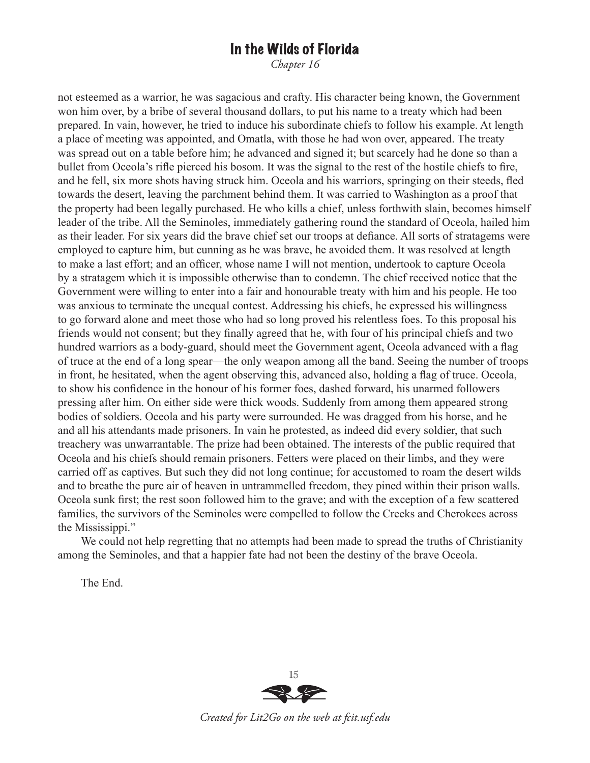not esteemed as a warrior, he was sagacious and crafty. His character being known, the Government won him over, by a bribe of several thousand dollars, to put his name to a treaty which had been prepared. In vain, however, he tried to induce his subordinate chiefs to follow his example. At length a place of meeting was appointed, and Omatla, with those he had won over, appeared. The treaty was spread out on a table before him; he advanced and signed it; but scarcely had he done so than a bullet from Oceola's rifle pierced his bosom. It was the signal to the rest of the hostile chiefs to fire, and he fell, six more shots having struck him. Oceola and his warriors, springing on their steeds, fled towards the desert, leaving the parchment behind them. It was carried to Washington as a proof that the property had been legally purchased. He who kills a chief, unless forthwith slain, becomes himself leader of the tribe. All the Seminoles, immediately gathering round the standard of Oceola, hailed him as their leader. For six years did the brave chief set our troops at defiance. All sorts of stratagems were employed to capture him, but cunning as he was brave, he avoided them. It was resolved at length to make a last effort; and an officer, whose name I will not mention, undertook to capture Oceola by a stratagem which it is impossible otherwise than to condemn. The chief received notice that the Government were willing to enter into a fair and honourable treaty with him and his people. He too was anxious to terminate the unequal contest. Addressing his chiefs, he expressed his willingness to go forward alone and meet those who had so long proved his relentless foes. To this proposal his friends would not consent; but they finally agreed that he, with four of his principal chiefs and two hundred warriors as a body-guard, should meet the Government agent, Oceola advanced with a flag of truce at the end of a long spear—the only weapon among all the band. Seeing the number of troops in front, he hesitated, when the agent observing this, advanced also, holding a flag of truce. Oceola, to show his confidence in the honour of his former foes, dashed forward, his unarmed followers pressing after him. On either side were thick woods. Suddenly from among them appeared strong bodies of soldiers. Oceola and his party were surrounded. He was dragged from his horse, and he and all his attendants made prisoners. In vain he protested, as indeed did every soldier, that such treachery was unwarrantable. The prize had been obtained. The interests of the public required that Oceola and his chiefs should remain prisoners. Fetters were placed on their limbs, and they were carried off as captives. But such they did not long continue; for accustomed to roam the desert wilds and to breathe the pure air of heaven in untrammelled freedom, they pined within their prison walls. Oceola sunk first; the rest soon followed him to the grave; and with the exception of a few scattered families, the survivors of the Seminoles were compelled to follow the Creeks and Cherokees across the Mississippi."

We could not help regretting that no attempts had been made to spread the truths of Christianity among the Seminoles, and that a happier fate had not been the destiny of the brave Oceola.

The End.